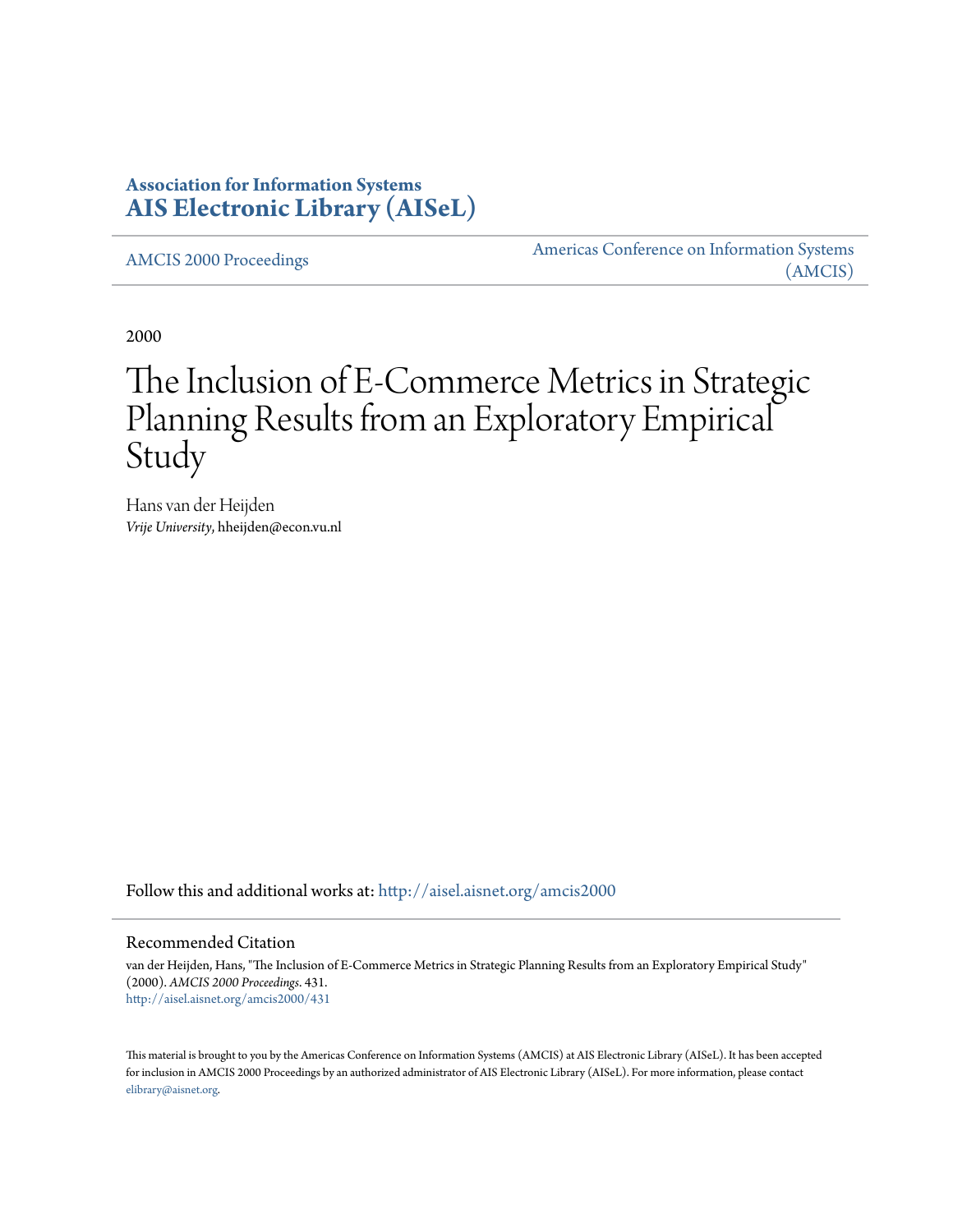**Association for Information Systems**
**AIS Electronic Library (AISeL)**

AMCIS 2000 Proceedings

Americas Conference on Information Systems (AMCIS)

2000

# The Inclusion of E-Commerce Metrics in Strategic Planning Results from an Exploratory Empirical Study

Hans van der Heijden
*Vrije University*, hheijden@econ.vu.nl

Follow this and additional works at: http://aisel.aisnet.org/amcis2000

## Recommended Citation

van der Heijden, Hans, "The Inclusion of E-Commerce Metrics in Strategic Planning Results from an Exploratory Empirical Study" (2000). *AMCIS 2000 Proceedings*. 431.
http://aisel.aisnet.org/amcis2000/431

This material is brought to you by the Americas Conference on Information Systems (AMCIS) at AIS Electronic Library (AISeL). It has been accepted for inclusion in AMCIS 2000 Proceedings by an authorized administrator of AIS Electronic Library (AISeL). For more information, please contact elibrary@aisnet.org.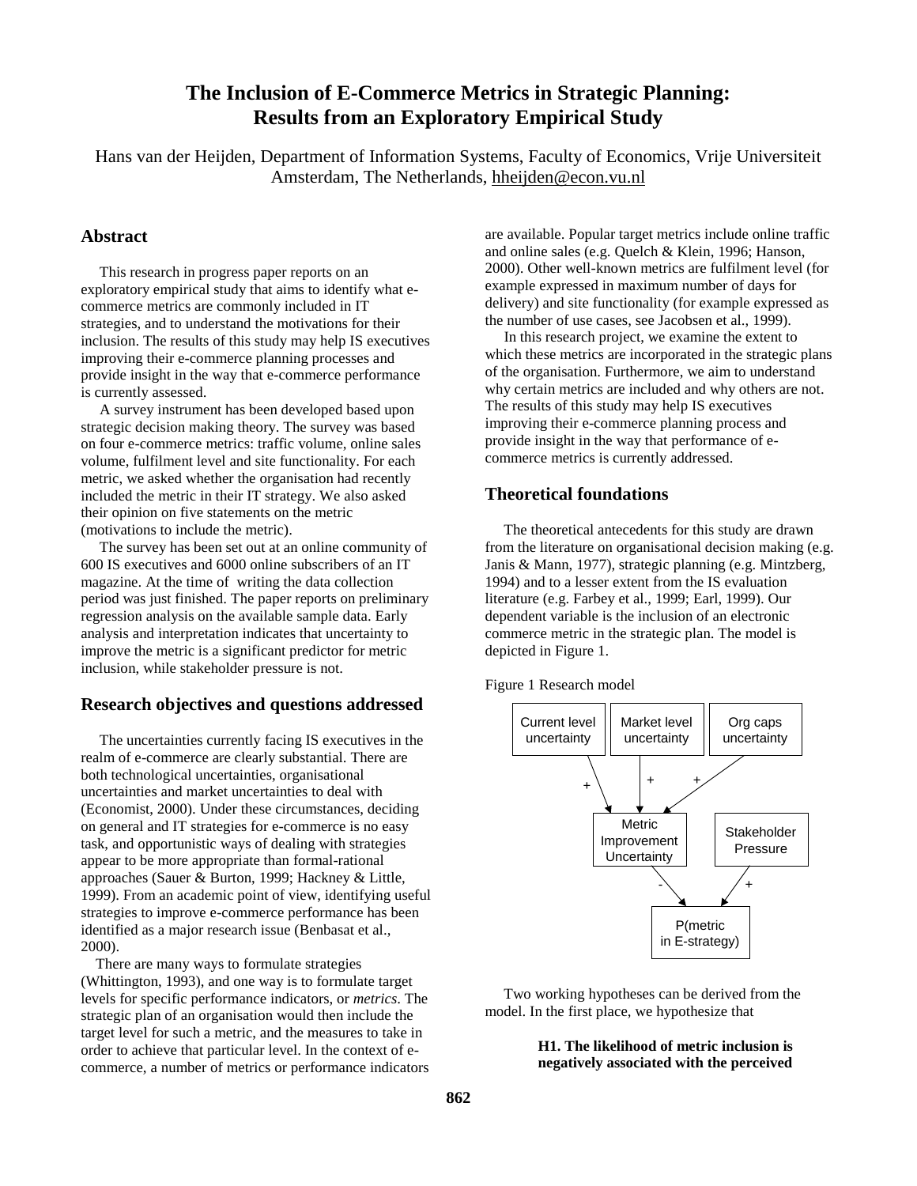# The Inclusion of E-Commerce Metrics in Strategic Planning: Results from an Exploratory Empirical Study

Hans van der Heijden, Department of Information Systems, Faculty of Economics, Vrije Universiteit Amsterdam, The Netherlands, hheijden@econ.vu.nl

## Abstract

This research in progress paper reports on an exploratory empirical study that aims to identify what e-commerce metrics are commonly included in IT strategies, and to understand the motivations for their inclusion. The results of this study may help IS executives improving their e-commerce planning processes and provide insight in the way that e-commerce performance is currently assessed.

A survey instrument has been developed based upon strategic decision making theory. The survey was based on four e-commerce metrics: traffic volume, online sales volume, fulfilment level and site functionality. For each metric, we asked whether the organisation had recently included the metric in their IT strategy. We also asked their opinion on five statements on the metric (motivations to include the metric).

The survey has been set out at an online community of 600 IS executives and 6000 online subscribers of an IT magazine. At the time of writing the data collection period was just finished. The paper reports on preliminary regression analysis on the available sample data. Early analysis and interpretation indicates that uncertainty to improve the metric is a significant predictor for metric inclusion, while stakeholder pressure is not.

## Research objectives and questions addressed

The uncertainties currently facing IS executives in the realm of e-commerce are clearly substantial. There are both technological uncertainties, organisational uncertainties and market uncertainties to deal with (Economist, 2000). Under these circumstances, deciding on general and IT strategies for e-commerce is no easy task, and opportunistic ways of dealing with strategies appear to be more appropriate than formal-rational approaches (Sauer & Burton, 1999; Hackney & Little, 1999). From an academic point of view, identifying useful strategies to improve e-commerce performance has been identified as a major research issue (Benbasat et al., 2000).

There are many ways to formulate strategies (Whittington, 1993), and one way is to formulate target levels for specific performance indicators, or *metrics*. The strategic plan of an organisation would then include the target level for such a metric, and the measures to take in order to achieve that particular level. In the context of e-commerce, a number of metrics or performance indicators are available. Popular target metrics include online traffic and online sales (e.g. Quelch & Klein, 1996; Hanson, 2000). Other well-known metrics are fulfilment level (for example expressed in maximum number of days for delivery) and site functionality (for example expressed as the number of use cases, see Jacobsen et al., 1999).

In this research project, we examine the extent to which these metrics are incorporated in the strategic plans of the organisation. Furthermore, we aim to understand why certain metrics are included and why others are not. The results of this study may help IS executives improving their e-commerce planning process and provide insight in the way that performance of e-commerce metrics is currently addressed.

## Theoretical foundations

The theoretical antecedents for this study are drawn from the literature on organisational decision making (e.g. Janis & Mann, 1977), strategic planning (e.g. Mintzberg, 1994) and to a lesser extent from the IS evaluation literature (e.g. Farbey et al., 1999; Earl, 1999). Our dependent variable is the inclusion of an electronic commerce metric in the strategic plan. The model is depicted in Figure 1.

Figure 1 Research model

```
Current level      Market level      Org caps
uncertainty        uncertainty       uncertainty
      \ +               | +              / +
       v                v               v
          Metric Improvement           Stakeholder
          Uncertainty                  Pressure
                 \ -                  / +
                  v                  v
                   P(metric in E-strategy)
```

Two working hypotheses can be derived from the model. In the first place, we hypothesize that

> **H1. The likelihood of metric inclusion is negatively associated with the perceived**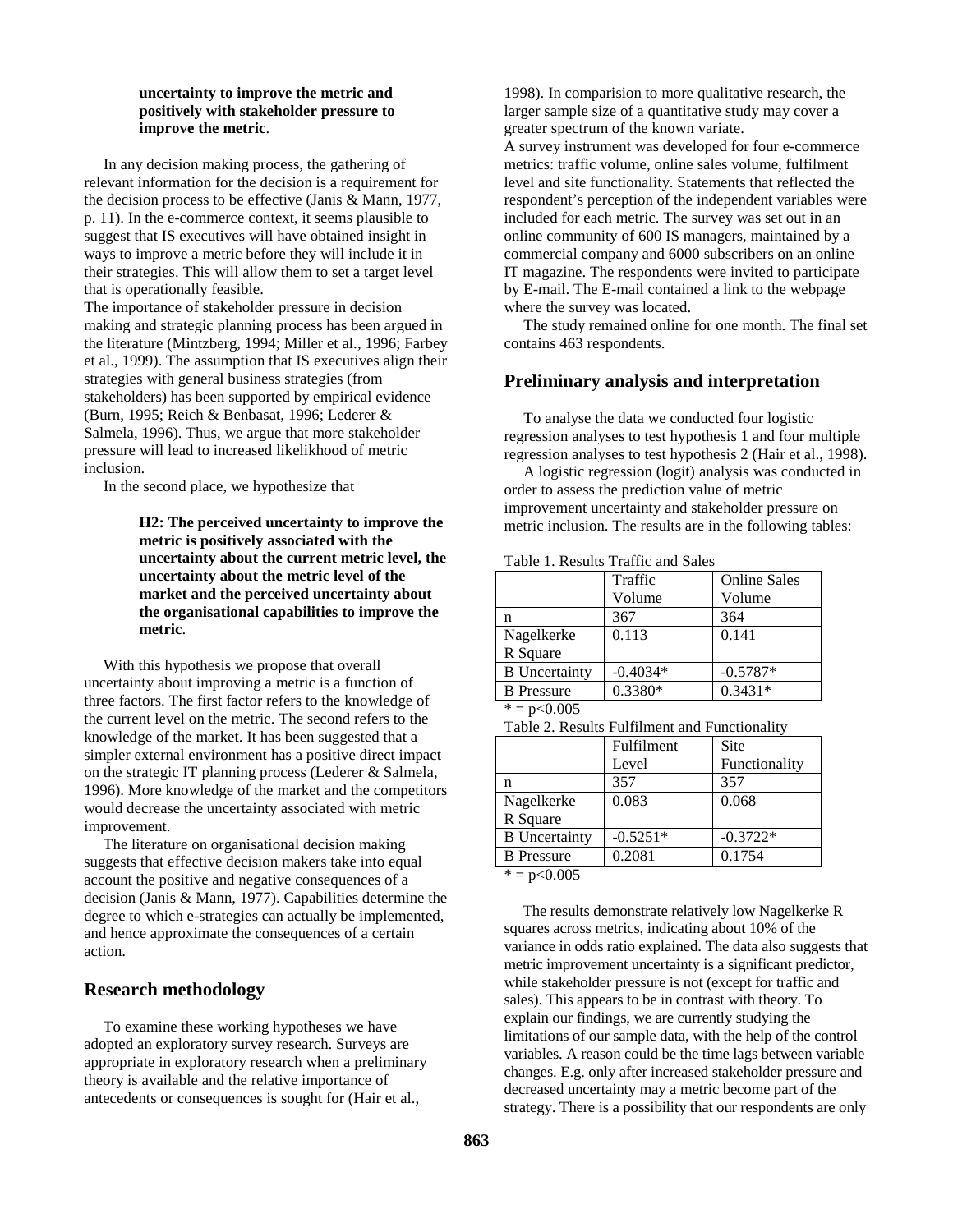**uncertainty to improve the metric and positively with stakeholder pressure to improve the metric**.

In any decision making process, the gathering of relevant information for the decision is a requirement for the decision process to be effective (Janis & Mann, 1977, p. 11). In the e-commerce context, it seems plausible to suggest that IS executives will have obtained insight in ways to improve a metric before they will include it in their strategies. This will allow them to set a target level that is operationally feasible.

The importance of stakeholder pressure in decision making and strategic planning process has been argued in the literature (Mintzberg, 1994; Miller et al., 1996; Farbey et al., 1999). The assumption that IS executives align their strategies with general business strategies (from stakeholders) has been supported by empirical evidence (Burn, 1995; Reich & Benbasat, 1996; Lederer & Salmela, 1996). Thus, we argue that more stakeholder pressure will lead to increased likelikhood of metric inclusion.

In the second place, we hypothesize that

> **H2: The perceived uncertainty to improve the metric is positively associated with the uncertainty about the current metric level, the uncertainty about the metric level of the market and the perceived uncertainty about the organisational capabilities to improve the metric**.

With this hypothesis we propose that overall uncertainty about improving a metric is a function of three factors. The first factor refers to the knowledge of the current level on the metric. The second refers to the knowledge of the market. It has been suggested that a simpler external environment has a positive direct impact on the strategic IT planning process (Lederer & Salmela, 1996). More knowledge of the market and the competitors would decrease the uncertainty associated with metric improvement.

The literature on organisational decision making suggests that effective decision makers take into equal account the positive and negative consequences of a decision (Janis & Mann, 1977). Capabilities determine the degree to which e-strategies can actually be implemented, and hence approximate the consequences of a certain action.

## Research methodology

To examine these working hypotheses we have adopted an exploratory survey research. Surveys are appropriate in exploratory research when a preliminary theory is available and the relative importance of antecedents or consequences is sought for (Hair et al., 1998). In comparision to more qualitative research, the larger sample size of a quantitative study may cover a greater spectrum of the known variate.

A survey instrument was developed for four e-commerce metrics: traffic volume, online sales volume, fulfilment level and site functionality. Statements that reflected the respondent's perception of the independent variables were included for each metric. The survey was set out in an online community of 600 IS managers, maintained by a commercial company and 6000 subscribers on an online IT magazine. The respondents were invited to participate by E-mail. The E-mail contained a link to the webpage where the survey was located.

The study remained online for one month. The final set contains 463 respondents.

## Preliminary analysis and interpretation

To analyse the data we conducted four logistic regression analyses to test hypothesis 1 and four multiple regression analyses to test hypothesis 2 (Hair et al., 1998).

A logistic regression (logit) analysis was conducted in order to assess the prediction value of metric improvement uncertainty and stakeholder pressure on metric inclusion. The results are in the following tables:

Table 1. Results Traffic and Sales

| | Traffic Volume | Online Sales Volume |
|---|---|---|
| n | 367 | 364 |
| Nagelkerke R Square | 0.113 | 0.141 |
| B Uncertainty | -0.4034* | -0.5787* |
| B Pressure | 0.3380* | 0.3431* |

\* = $p<0.005$

Table 2. Results Fulfilment and Functionality

| | Fulfilment Level | Site Functionality |
|---|---|---|
| n | 357 | 357 |
| Nagelkerke R Square | 0.083 | 0.068 |
| B Uncertainty | -0.5251* | -0.3722* |
| B Pressure | 0.2081 | 0.1754 |

\* = $p<0.005$

The results demonstrate relatively low Nagelkerke R squares across metrics, indicating about 10% of the variance in odds ratio explained. The data also suggests that metric improvement uncertainty is a significant predictor, while stakeholder pressure is not (except for traffic and sales). This appears to be in contrast with theory. To explain our findings, we are currently studying the limitations of our sample data, with the help of the control variables. A reason could be the time lags between variable changes. E.g. only after increased stakeholder pressure and decreased uncertainty may a metric become part of the strategy. There is a possibility that our respondents are only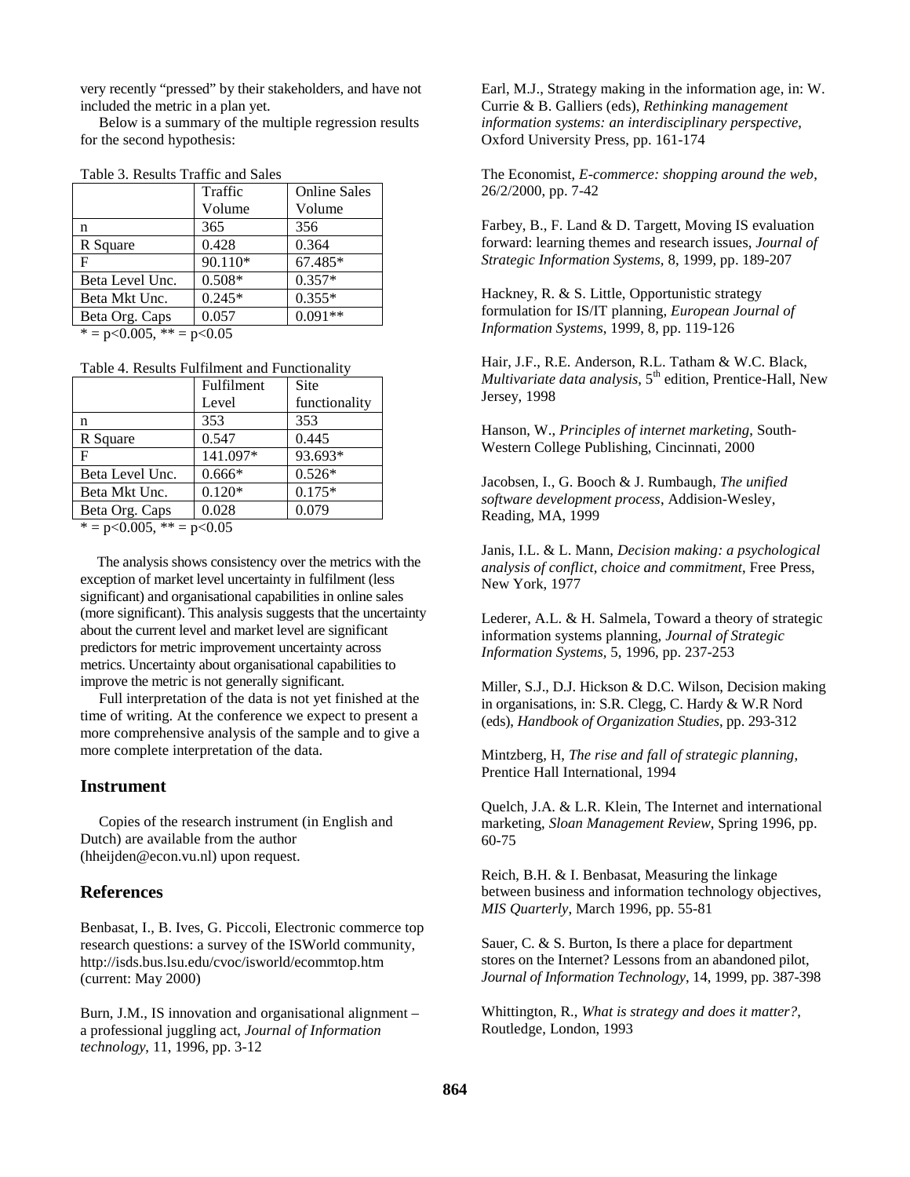very recently "pressed" by their stakeholders, and have not included the metric in a plan yet.

Below is a summary of the multiple regression results for the second hypothesis:

Table 3. Results Traffic and Sales

| | Traffic Volume | Online Sales Volume |
|---|---|---|
| n | 365 | 356 |
| R Square | 0.428 | 0.364 |
| F | 90.110* | 67.485* |
| Beta Level Unc. | 0.508* | 0.357* |
| Beta Mkt Unc. | 0.245* | 0.355* |
| Beta Org. Caps | 0.057 | 0.091** |

* = $p<0.005$, ** = $p<0.05$

Table 4. Results Fulfilment and Functionality

| | Fulfilment Level | Site functionality |
|---|---|---|
| n | 353 | 353 |
| R Square | 0.547 | 0.445 |
| F | 141.097* | 93.693* |
| Beta Level Unc. | 0.666* | 0.526* |
| Beta Mkt Unc. | 0.120* | 0.175* |
| Beta Org. Caps | 0.028 | 0.079 |

* = $p<0.005$, ** = $p<0.05$

The analysis shows consistency over the metrics with the exception of market level uncertainty in fulfilment (less significant) and organisational capabilities in online sales (more significant). This analysis suggests that the uncertainty about the current level and market level are significant predictors for metric improvement uncertainty across metrics. Uncertainty about organisational capabilities to improve the metric is not generally significant.

Full interpretation of the data is not yet finished at the time of writing. At the conference we expect to present a more comprehensive analysis of the sample and to give a more complete interpretation of the data.

## Instrument

Copies of the research instrument (in English and Dutch) are available from the author (hheijden@econ.vu.nl) upon request.

## References

Benbasat, I., B. Ives, G. Piccoli, Electronic commerce top research questions: a survey of the ISWorld community, http://isds.bus.lsu.edu/cvoc/isworld/ecommtop.htm (current: May 2000)

Burn, J.M., IS innovation and organisational alignment – a professional juggling act, *Journal of Information technology*, 11, 1996, pp. 3-12

Earl, M.J., Strategy making in the information age, in: W. Currie & B. Galliers (eds), *Rethinking management information systems: an interdisciplinary perspective*, Oxford University Press, pp. 161-174

The Economist, *E-commerce: shopping around the web*, 26/2/2000, pp. 7-42

Farbey, B., F. Land & D. Targett, Moving IS evaluation forward: learning themes and research issues, *Journal of Strategic Information Systems*, 8, 1999, pp. 189-207

Hackney, R. & S. Little, Opportunistic strategy formulation for IS/IT planning, *European Journal of Information Systems*, 1999, 8, pp. 119-126

Hair, J.F., R.E. Anderson, R.L. Tatham & W.C. Black, *Multivariate data analysis*, 5th edition, Prentice-Hall, New Jersey, 1998

Hanson, W., *Principles of internet marketing*, South-Western College Publishing, Cincinnati, 2000

Jacobsen, I., G. Booch & J. Rumbaugh, *The unified software development process*, Addision-Wesley, Reading, MA, 1999

Janis, I.L. & L. Mann, *Decision making: a psychological analysis of conflict, choice and commitment*, Free Press, New York, 1977

Lederer, A.L. & H. Salmela, Toward a theory of strategic information systems planning, *Journal of Strategic Information Systems*, 5, 1996, pp. 237-253

Miller, S.J., D.J. Hickson & D.C. Wilson, Decision making in organisations, in: S.R. Clegg, C. Hardy & W.R Nord (eds), *Handbook of Organization Studies*, pp. 293-312

Mintzberg, H, *The rise and fall of strategic planning*, Prentice Hall International, 1994

Quelch, J.A. & L.R. Klein, The Internet and international marketing, *Sloan Management Review*, Spring 1996, pp. 60-75

Reich, B.H. & I. Benbasat, Measuring the linkage between business and information technology objectives, *MIS Quarterly*, March 1996, pp. 55-81

Sauer, C. & S. Burton, Is there a place for department stores on the Internet? Lessons from an abandoned pilot, *Journal of Information Technology*, 14, 1999, pp. 387-398

Whittington, R., *What is strategy and does it matter?*, Routledge, London, 1993